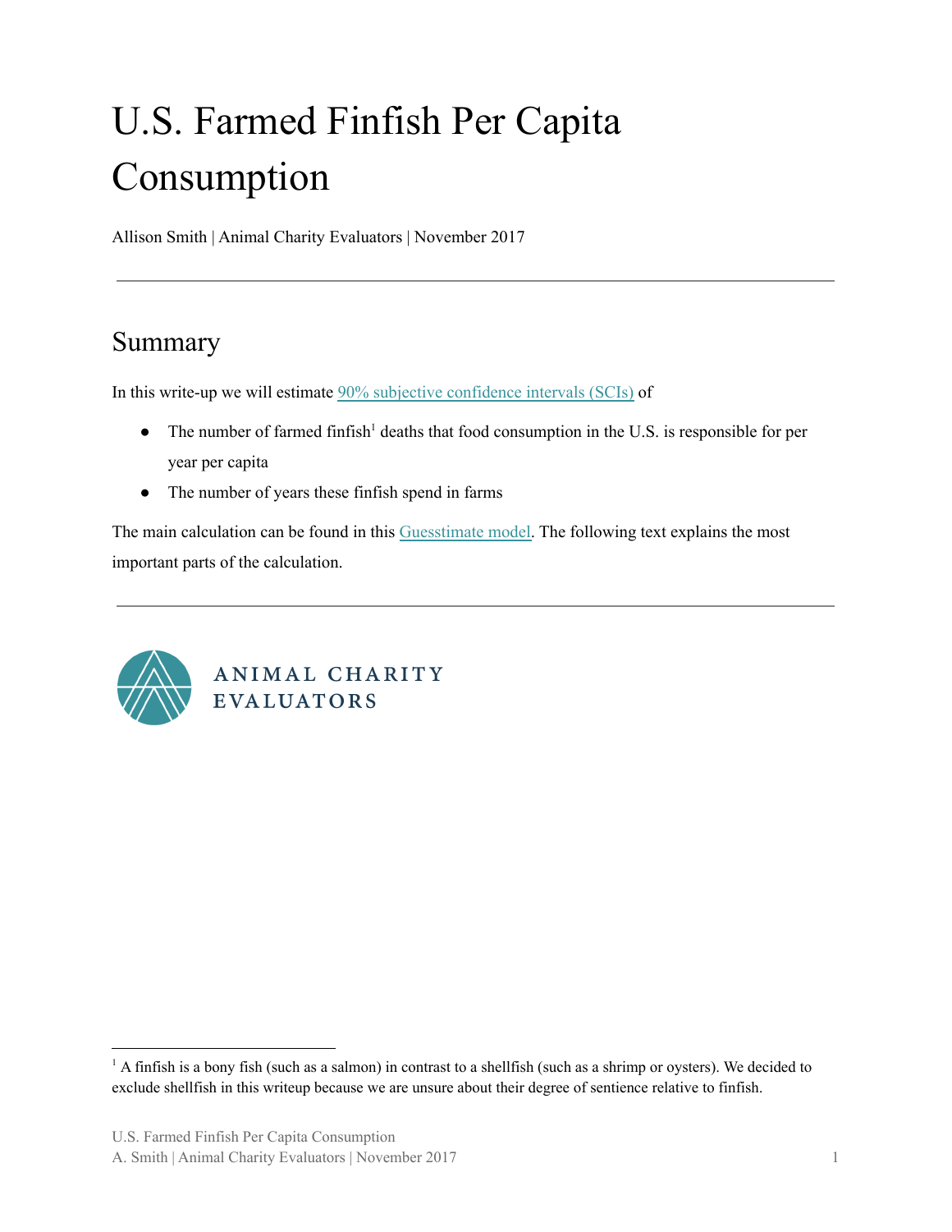# U.S. Farmed Finfish Per Capita Consumption

Allison Smith | Animal Charity Evaluators | November 2017

---

## Summary

In this write-up we will estimate 90% subjective confidence intervals (SCIs) of

- The number of farmed finfish[1] deaths that food consumption in the U.S. is responsible for per year per capita
- The number of years these finfish spend in farms

The main calculation can be found in this Guesstimate model. The following text explains the most important parts of the calculation.

---

ANIMAL CHARITY EVALUATORS

[1] A finfish is a bony fish (such as a salmon) in contrast to a shellfish (such as a shrimp or oysters). We decided to exclude shellfish in this writeup because we are unsure about their degree of sentience relative to finfish.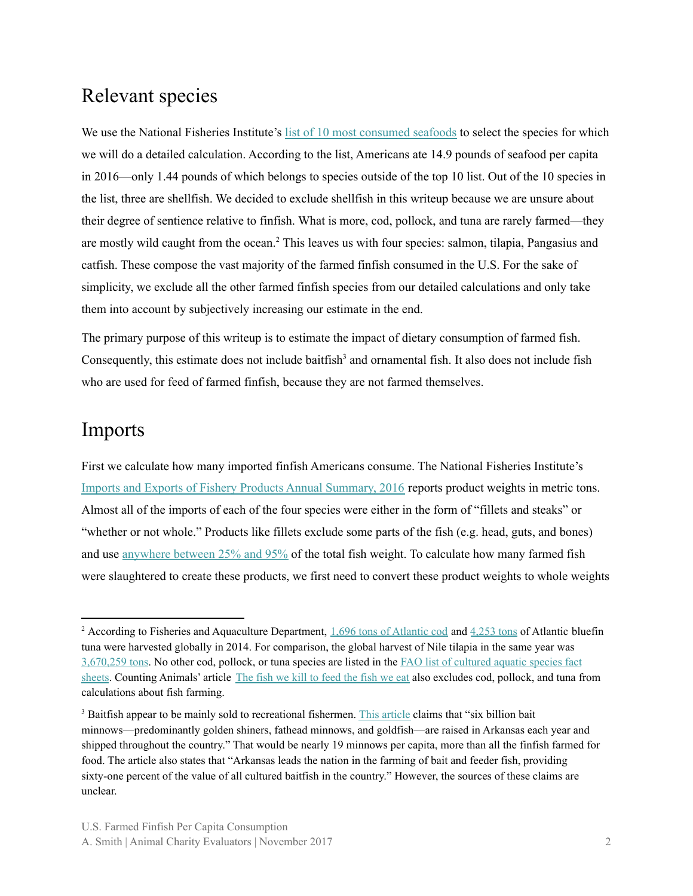## Relevant species

We use the National Fisheries Institute's list of 10 most consumed seafoods to select the species for which we will do a detailed calculation. According to the list, Americans ate 14.9 pounds of seafood per capita in 2016—only 1.44 pounds of which belongs to species outside of the top 10 list. Out of the 10 species in the list, three are shellfish. We decided to exclude shellfish in this writeup because we are unsure about their degree of sentience relative to finfish. What is more, cod, pollock, and tuna are rarely farmed—they are mostly wild caught from the ocean.[2] This leaves us with four species: salmon, tilapia, Pangasius and catfish. These compose the vast majority of the farmed finfish consumed in the U.S. For the sake of simplicity, we exclude all the other farmed finfish species from our detailed calculations and only take them into account by subjectively increasing our estimate in the end.

The primary purpose of this writeup is to estimate the impact of dietary consumption of farmed fish. Consequently, this estimate does not include baitfish[3] and ornamental fish. It also does not include fish who are used for feed of farmed finfish, because they are not farmed themselves.

## Imports

First we calculate how many imported finfish Americans consume. The National Fisheries Institute's Imports and Exports of Fishery Products Annual Summary, 2016 reports product weights in metric tons. Almost all of the imports of each of the four species were either in the form of "fillets and steaks" or "whether or not whole." Products like fillets exclude some parts of the fish (e.g. head, guts, and bones) and use anywhere between 25% and 95% of the total fish weight. To calculate how many farmed fish were slaughtered to create these products, we first need to convert these product weights to whole weights

---

[2] According to Fisheries and Aquaculture Department, 1,696 tons of Atlantic cod and 4,253 tons of Atlantic bluefin tuna were harvested globally in 2014. For comparison, the global harvest of Nile tilapia in the same year was 3,670,259 tons. No other cod, pollock, or tuna species are listed in the FAO list of cultured aquatic species fact sheets. Counting Animals' article The fish we kill to feed the fish we eat also excludes cod, pollock, and tuna from calculations about fish farming.

[3] Baitfish appear to be mainly sold to recreational fishermen. This article claims that "six billion bait minnows—predominantly golden shiners, fathead minnows, and goldfish—are raised in Arkansas each year and shipped throughout the country." That would be nearly 19 minnows per capita, more than all the finfish farmed for food. The article also states that "Arkansas leads the nation in the farming of bait and feeder fish, providing sixty-one percent of the value of all cultured baitfish in the country." However, the sources of these claims are unclear.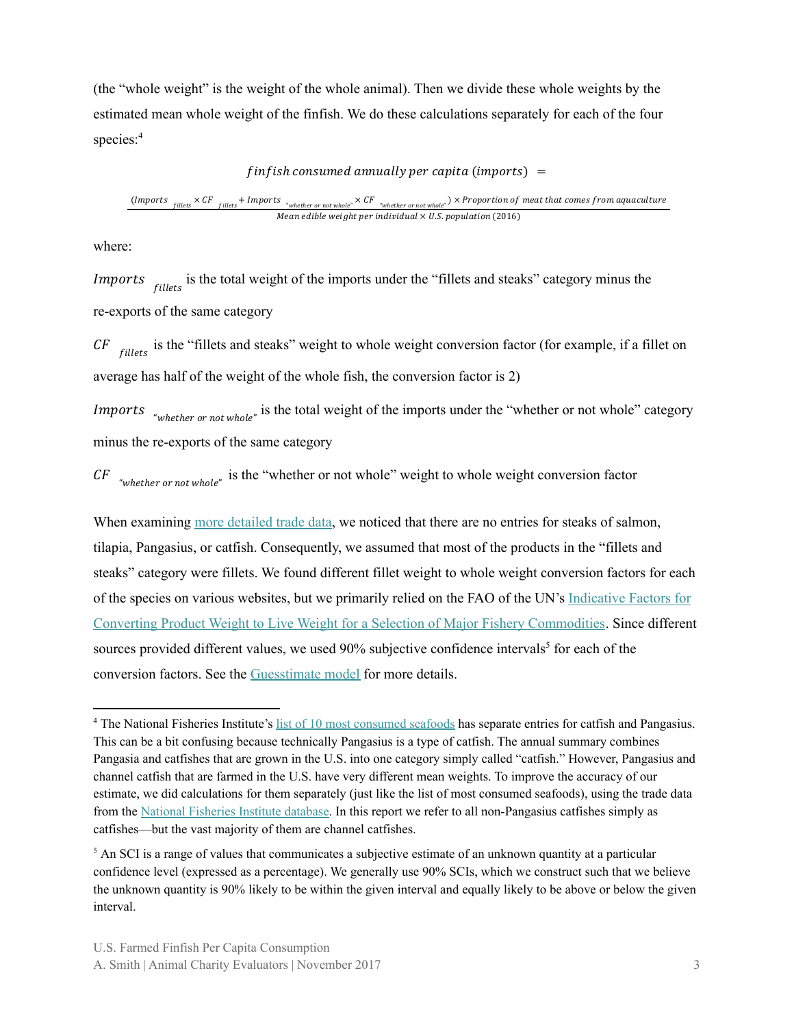(the "whole weight" is the weight of the whole animal). Then we divide these whole weights by the estimated mean whole weight of the finfish. We do these calculations separately for each of the four species:[4]

$$finfish\ consumed\ annually\ per\ capita\ (imports)\ =$$

$$\frac{(Imports_{\ fillets} \times CF_{\ fillets} + Imports_{\ "whether\ or\ not\ whole"} \times CF_{\ "whether\ or\ not\ whole"}) \times Proportion\ of\ meat\ that\ comes\ from\ aquaculture}{Mean\ edible\ weight\ per\ individual \times U.S.\ population\ (2016)}$$

where:

$Imports_{\ fillets}$ is the total weight of the imports under the "fillets and steaks" category minus the re-exports of the same category

$CF_{\ fillets}$ is the "fillets and steaks" weight to whole weight conversion factor (for example, if a fillet on average has half of the weight of the whole fish, the conversion factor is 2)

$Imports_{\ "whether\ or\ not\ whole"}$ is the total weight of the imports under the "whether or not whole" category minus the re-exports of the same category

$CF_{\ "whether\ or\ not\ whole"}$ is the "whether or not whole" weight to whole weight conversion factor

When examining more detailed trade data, we noticed that there are no entries for steaks of salmon, tilapia, Pangasius, or catfish. Consequently, we assumed that most of the products in the "fillets and steaks" category were fillets. We found different fillet weight to whole weight conversion factors for each of the species on various websites, but we primarily relied on the FAO of the UN's Indicative Factors for Converting Product Weight to Live Weight for a Selection of Major Fishery Commodities. Since different sources provided different values, we used 90% subjective confidence intervals[5] for each of the conversion factors. See the Guesstimate model for more details.

---

[4] The National Fisheries Institute's list of 10 most consumed seafoods has separate entries for catfish and Pangasius. This can be a bit confusing because technically Pangasius is a type of catfish. The annual summary combines Pangasia and catfishes that are grown in the U.S. into one category simply called "catfish." However, Pangasius and channel catfish that are farmed in the U.S. have very different mean weights. To improve the accuracy of our estimate, we did calculations for them separately (just like the list of most consumed seafoods), using the trade data from the National Fisheries Institute database. In this report we refer to all non-Pangasius catfishes simply as catfishes—but the vast majority of them are channel catfishes.

[5] An SCI is a range of values that communicates a subjective estimate of an unknown quantity at a particular confidence level (expressed as a percentage). We generally use 90% SCIs, which we construct such that we believe the unknown quantity is 90% likely to be within the given interval and equally likely to be above or below the given interval.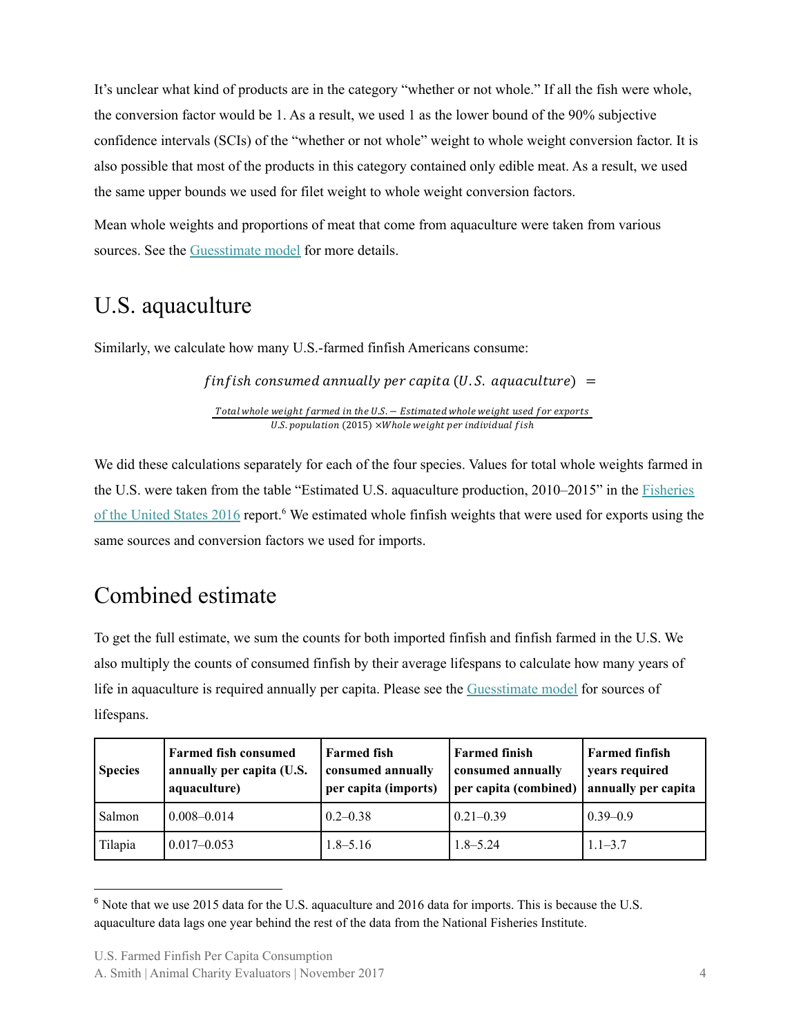It's unclear what kind of products are in the category "whether or not whole." If all the fish were whole, the conversion factor would be 1. As a result, we used 1 as the lower bound of the 90% subjective confidence intervals (SCIs) of the "whether or not whole" weight to whole weight conversion factor. It is also possible that most of the products in this category contained only edible meat. As a result, we used the same upper bounds we used for filet weight to whole weight conversion factors.

Mean whole weights and proportions of meat that come from aquaculture were taken from various sources. See the Guesstimate model for more details.

## U.S. aquaculture

Similarly, we calculate how many U.S.-farmed finfish Americans consume:

$$finfish\ consumed\ annually\ per\ capita\ (U.S.\ aquaculture)\ = \frac{Total\ whole\ weight\ farmed\ in\ the\ U.S. - Estimated\ whole\ weight\ used\ for\ exports}{U.S.\ population\ (2015) \times Whole\ weight\ per\ individual\ fish}$$

We did these calculations separately for each of the four species. Values for total whole weights farmed in the U.S. were taken from the table "Estimated U.S. aquaculture production, 2010–2015" in the Fisheries of the United States 2016 report.[6] We estimated whole finfish weights that were used for exports using the same sources and conversion factors we used for imports.

## Combined estimate

To get the full estimate, we sum the counts for both imported finfish and finfish farmed in the U.S. We also multiply the counts of consumed finfish by their average lifespans to calculate how many years of life in aquaculture is required annually per capita. Please see the Guesstimate model for sources of lifespans.

| Species | Farmed fish consumed annually per capita (U.S. aquaculture) | Farmed fish consumed annually per capita (imports) | Farmed finish consumed annually per capita (combined) | Farmed finfish years required annually per capita |
|---|---|---|---|---|
| Salmon | 0.008–0.014 | 0.2–0.38 | 0.21–0.39 | 0.39–0.9 |
| Tilapia | 0.017–0.053 | 1.8–5.16 | 1.8–5.24 | 1.1–3.7 |

[6] Note that we use 2015 data for the U.S. aquaculture and 2016 data for imports. This is because the U.S. aquaculture data lags one year behind the rest of the data from the National Fisheries Institute.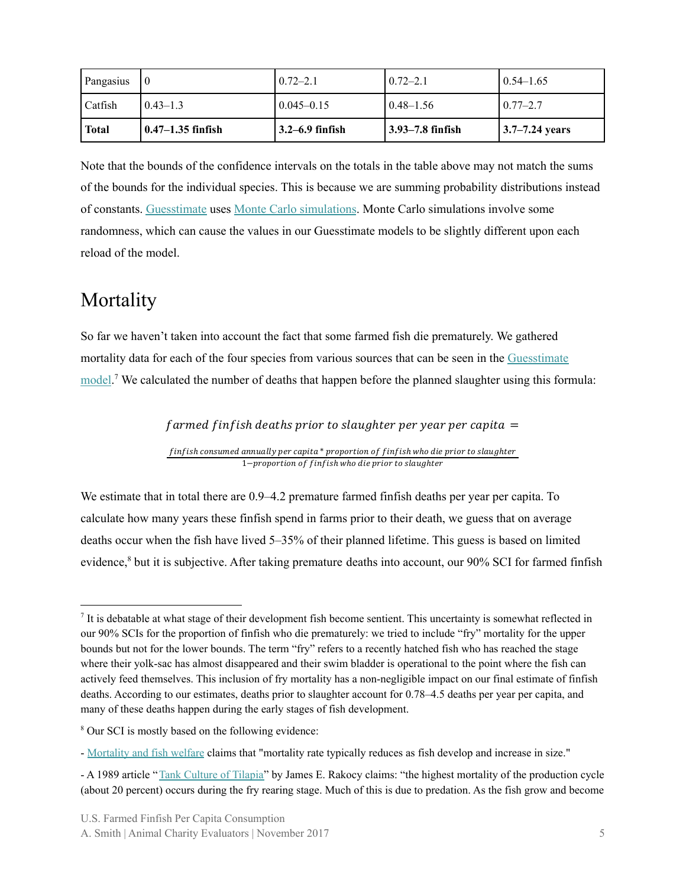| Pangasius | 0 | 0.72–2.1 | 0.72–2.1 | 0.54–1.65 |
|---|---|---|---|---|
| Catfish | 0.43–1.3 | 0.045–0.15 | 0.48–1.56 | 0.77–2.7 |
| **Total** | **0.47–1.35 finfish** | **3.2–6.9 finfish** | **3.93–7.8 finfish** | **3.7–7.24 years** |

Note that the bounds of the confidence intervals on the totals in the table above may not match the sums of the bounds for the individual species. This is because we are summing probability distributions instead of constants. Guesstimate uses Monte Carlo simulations. Monte Carlo simulations involve some randomness, which can cause the values in our Guesstimate models to be slightly different upon each reload of the model.

## Mortality

So far we haven't taken into account the fact that some farmed fish die prematurely. We gathered mortality data for each of the four species from various sources that can be seen in the Guesstimate model.[7] We calculated the number of deaths that happen before the planned slaughter using this formula:

$$farmed\ finfish\ deaths\ prior\ to\ slaughter\ per\ year\ per\ capita = \frac{finfish\ consumed\ annually\ per\ capita * proportion\ of\ finfish\ who\ die\ prior\ to\ slaughter}{1 - proportion\ of\ finfish\ who\ die\ prior\ to\ slaughter}$$

We estimate that in total there are 0.9–4.2 premature farmed finfish deaths per year per capita. To calculate how many years these finfish spend in farms prior to their death, we guess that on average deaths occur when the fish have lived 5–35% of their planned lifetime. This guess is based on limited evidence,[8] but it is subjective. After taking premature deaths into account, our 90% SCI for farmed finfish

---

[7] It is debatable at what stage of their development fish become sentient. This uncertainty is somewhat reflected in our 90% SCIs for the proportion of finfish who die prematurely: we tried to include "fry" mortality for the upper bounds but not for the lower bounds. The term "fry" refers to a recently hatched fish who has reached the stage where their yolk-sac has almost disappeared and their swim bladder is operational to the point where the fish can actively feed themselves. This inclusion of fry mortality has a non-negligible impact on our final estimate of finfish deaths. According to our estimates, deaths prior to slaughter account for 0.78–4.5 deaths per year per capita, and many of these deaths happen during the early stages of fish development.

[8] Our SCI is mostly based on the following evidence:

- Mortality and fish welfare claims that "mortality rate typically reduces as fish develop and increase in size."

- A 1989 article "Tank Culture of Tilapia" by James E. Rakocy claims: "the highest mortality of the production cycle (about 20 percent) occurs during the fry rearing stage. Much of this is due to predation. As the fish grow and become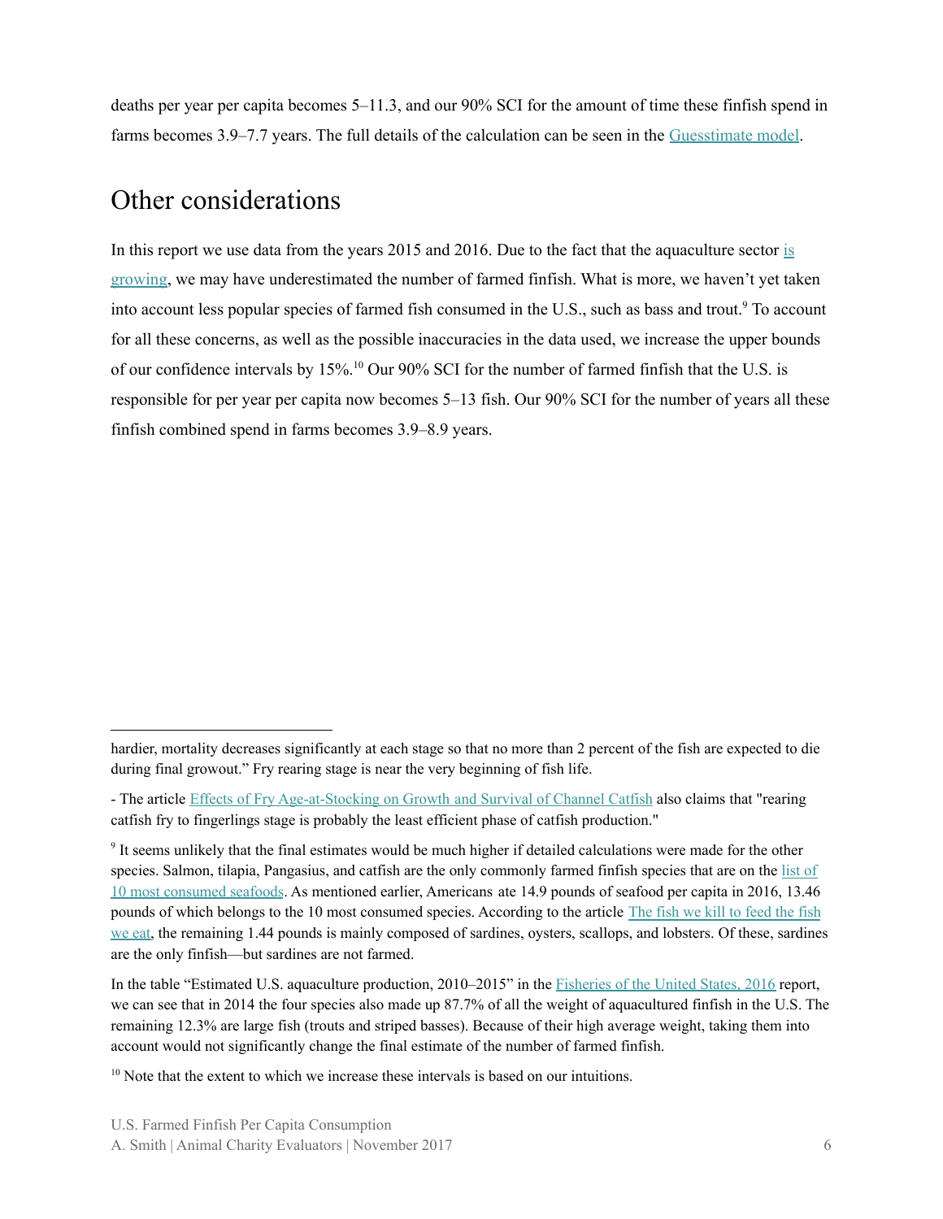deaths per year per capita becomes 5–11.3, and our 90% SCI for the amount of time these finfish spend in farms becomes 3.9–7.7 years. The full details of the calculation can be seen in the Guesstimate model.

## Other considerations

In this report we use data from the years 2015 and 2016. Due to the fact that the aquaculture sector is growing, we may have underestimated the number of farmed finfish. What is more, we haven't yet taken into account less popular species of farmed fish consumed in the U.S., such as bass and trout.[9] To account for all these concerns, as well as the possible inaccuracies in the data used, we increase the upper bounds of our confidence intervals by 15%.[10] Our 90% SCI for the number of farmed finfish that the U.S. is responsible for per year per capita now becomes 5–13 fish. Our 90% SCI for the number of years all these finfish combined spend in farms becomes 3.9–8.9 years.

---

hardier, mortality decreases significantly at each stage so that no more than 2 percent of the fish are expected to die during final growout." Fry rearing stage is near the very beginning of fish life.

- The article Effects of Fry Age-at-Stocking on Growth and Survival of Channel Catfish also claims that "rearing catfish fry to fingerlings stage is probably the least efficient phase of catfish production."

[9] It seems unlikely that the final estimates would be much higher if detailed calculations were made for the other species. Salmon, tilapia, Pangasius, and catfish are the only commonly farmed finfish species that are on the list of 10 most consumed seafoods. As mentioned earlier, Americans ate 14.9 pounds of seafood per capita in 2016, 13.46 pounds of which belongs to the 10 most consumed species. According to the article The fish we kill to feed the fish we eat, the remaining 1.44 pounds is mainly composed of sardines, oysters, scallops, and lobsters. Of these, sardines are the only finfish—but sardines are not farmed.

In the table "Estimated U.S. aquaculture production, 2010–2015" in the Fisheries of the United States, 2016 report, we can see that in 2014 the four species also made up 87.7% of all the weight of aquacultured finfish in the U.S. The remaining 12.3% are large fish (trouts and striped basses). Because of their high average weight, taking them into account would not significantly change the final estimate of the number of farmed finfish.

[10] Note that the extent to which we increase these intervals is based on our intuitions.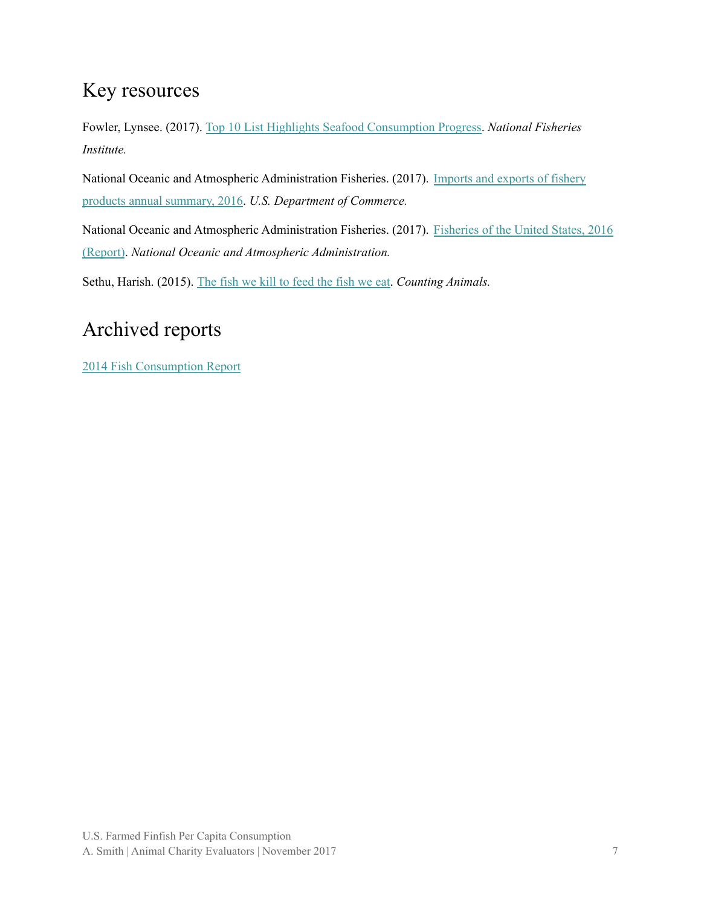## Key resources

Fowler, Lynsee. (2017). Top 10 List Highlights Seafood Consumption Progress. *National Fisheries Institute.*

National Oceanic and Atmospheric Administration Fisheries. (2017). Imports and exports of fishery products annual summary, 2016. *U.S. Department of Commerce.*

National Oceanic and Atmospheric Administration Fisheries. (2017). Fisheries of the United States, 2016 (Report). *National Oceanic and Atmospheric Administration.*

Sethu, Harish. (2015). The fish we kill to feed the fish we eat. *Counting Animals.*

## Archived reports

2014 Fish Consumption Report